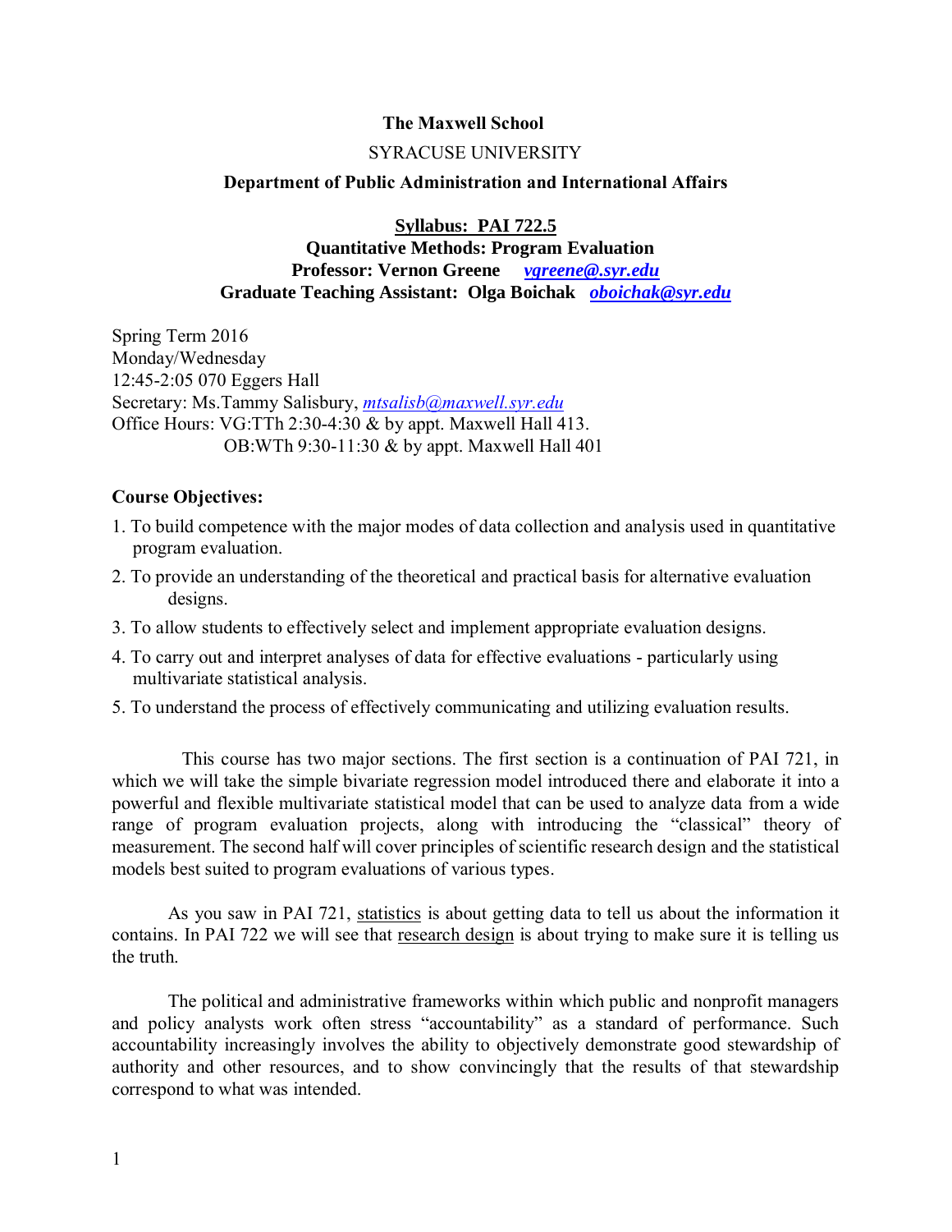**The Maxwell School**

SYRACUSE UNIVERSITY

**Department of Public Administration and International Affairs**

**Syllabus: PAI 722.5**

**Quantitative Methods: Program Evaluation**

**Professor: Vernon Greene** ***vgreene@.syr.edu***

**Graduate Teaching Assistant: Olga Boichak** ***oboichak@syr.edu***

Spring Term 2016
Monday/Wednesday
12:45-2:05 070 Eggers Hall
Secretary: Ms.Tammy Salisbury, *mtsalisb@maxwell.syr.edu*
Office Hours: VG:TTh 2:30-4:30 & by appt. Maxwell Hall 413.
OB:WTh 9:30-11:30 & by appt. Maxwell Hall 401

**Course Objectives:**

1. To build competence with the major modes of data collection and analysis used in quantitative program evaluation.
2. To provide an understanding of the theoretical and practical basis for alternative evaluation designs.
3. To allow students to effectively select and implement appropriate evaluation designs.
4. To carry out and interpret analyses of data for effective evaluations - particularly using multivariate statistical analysis.
5. To understand the process of effectively communicating and utilizing evaluation results.

This course has two major sections. The first section is a continuation of PAI 721, in which we will take the simple bivariate regression model introduced there and elaborate it into a powerful and flexible multivariate statistical model that can be used to analyze data from a wide range of program evaluation projects, along with introducing the "classical" theory of measurement. The second half will cover principles of scientific research design and the statistical models best suited to program evaluations of various types.

As you saw in PAI 721, statistics is about getting data to tell us about the information it contains. In PAI 722 we will see that research design is about trying to make sure it is telling us the truth.

The political and administrative frameworks within which public and nonprofit managers and policy analysts work often stress "accountability" as a standard of performance. Such accountability increasingly involves the ability to objectively demonstrate good stewardship of authority and other resources, and to show convincingly that the results of that stewardship correspond to what was intended.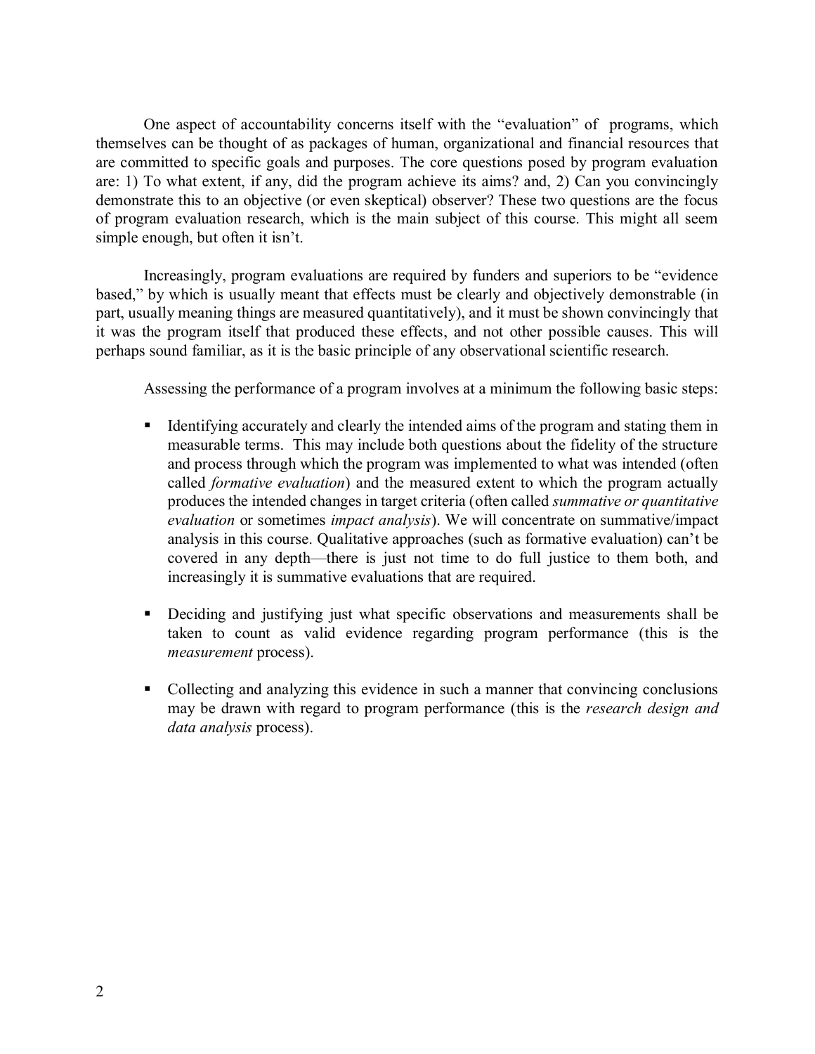One aspect of accountability concerns itself with the "evaluation" of programs, which themselves can be thought of as packages of human, organizational and financial resources that are committed to specific goals and purposes. The core questions posed by program evaluation are: 1) To what extent, if any, did the program achieve its aims? and, 2) Can you convincingly demonstrate this to an objective (or even skeptical) observer? These two questions are the focus of program evaluation research, which is the main subject of this course. This might all seem simple enough, but often it isn't.

Increasingly, program evaluations are required by funders and superiors to be "evidence based," by which is usually meant that effects must be clearly and objectively demonstrable (in part, usually meaning things are measured quantitatively), and it must be shown convincingly that it was the program itself that produced these effects, and not other possible causes. This will perhaps sound familiar, as it is the basic principle of any observational scientific research.

Assessing the performance of a program involves at a minimum the following basic steps:

- Identifying accurately and clearly the intended aims of the program and stating them in measurable terms. This may include both questions about the fidelity of the structure and process through which the program was implemented to what was intended (often called *formative evaluation*) and the measured extent to which the program actually produces the intended changes in target criteria (often called *summative or quantitative evaluation* or sometimes *impact analysis*). We will concentrate on summative/impact analysis in this course. Qualitative approaches (such as formative evaluation) can't be covered in any depth—there is just not time to do full justice to them both, and increasingly it is summative evaluations that are required.

- Deciding and justifying just what specific observations and measurements shall be taken to count as valid evidence regarding program performance (this is the *measurement* process).

- Collecting and analyzing this evidence in such a manner that convincing conclusions may be drawn with regard to program performance (this is the *research design and data analysis* process).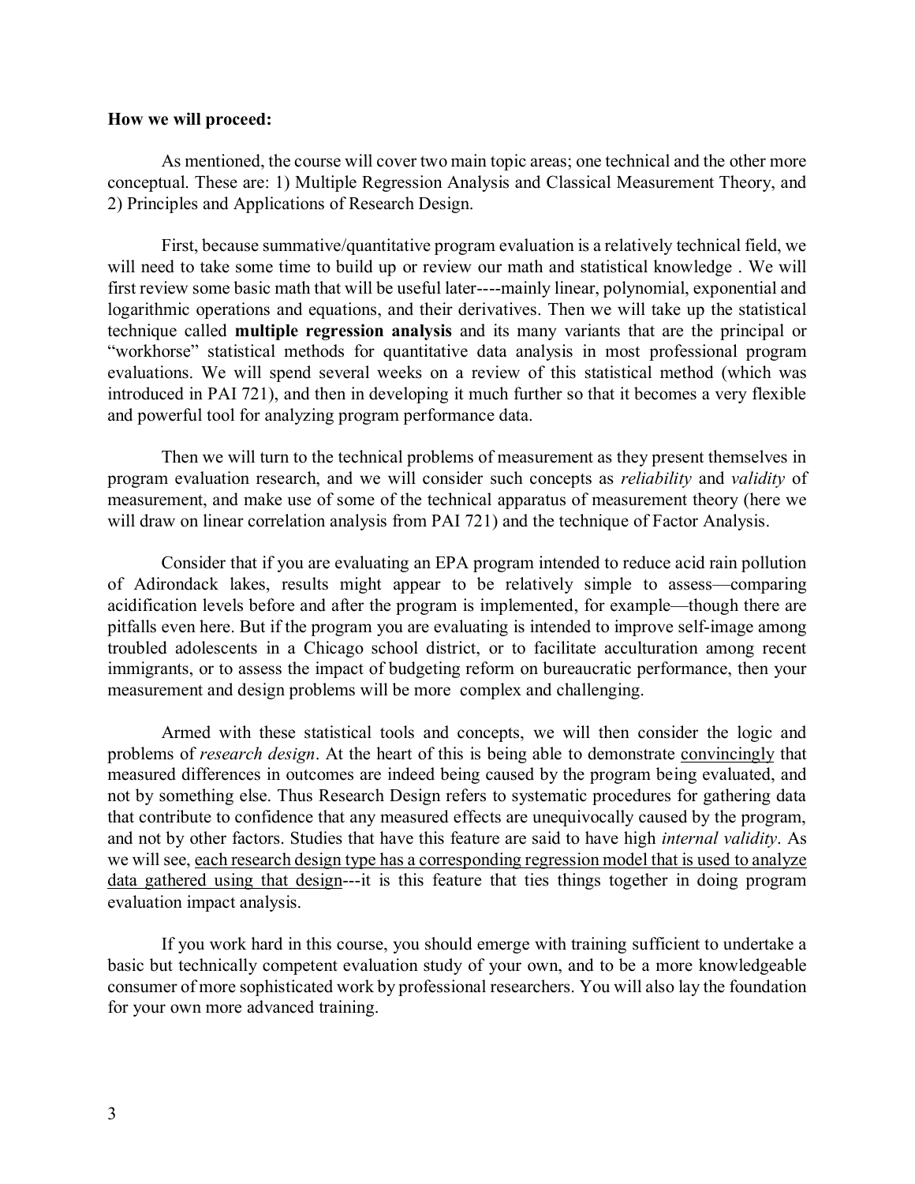**How we will proceed:**

As mentioned, the course will cover two main topic areas; one technical and the other more conceptual. These are: 1) Multiple Regression Analysis and Classical Measurement Theory, and 2) Principles and Applications of Research Design.

First, because summative/quantitative program evaluation is a relatively technical field, we will need to take some time to build up or review our math and statistical knowledge . We will first review some basic math that will be useful later----mainly linear, polynomial, exponential and logarithmic operations and equations, and their derivatives. Then we will take up the statistical technique called **multiple regression analysis** and its many variants that are the principal or "workhorse" statistical methods for quantitative data analysis in most professional program evaluations. We will spend several weeks on a review of this statistical method (which was introduced in PAI 721), and then in developing it much further so that it becomes a very flexible and powerful tool for analyzing program performance data.

Then we will turn to the technical problems of measurement as they present themselves in program evaluation research, and we will consider such concepts as *reliability* and *validity* of measurement, and make use of some of the technical apparatus of measurement theory (here we will draw on linear correlation analysis from PAI 721) and the technique of Factor Analysis.

Consider that if you are evaluating an EPA program intended to reduce acid rain pollution of Adirondack lakes, results might appear to be relatively simple to assess—comparing acidification levels before and after the program is implemented, for example—though there are pitfalls even here. But if the program you are evaluating is intended to improve self-image among troubled adolescents in a Chicago school district, or to facilitate acculturation among recent immigrants, or to assess the impact of budgeting reform on bureaucratic performance, then your measurement and design problems will be more complex and challenging.

Armed with these statistical tools and concepts, we will then consider the logic and problems of *research design*. At the heart of this is being able to demonstrate <u>convincingly</u> that measured differences in outcomes are indeed being caused by the program being evaluated, and not by something else. Thus Research Design refers to systematic procedures for gathering data that contribute to confidence that any measured effects are unequivocally caused by the program, and not by other factors. Studies that have this feature are said to have high *internal validity*. As we will see, <u>each research design type has a corresponding regression model that is used to analyze data gathered using that design</u>---it is this feature that ties things together in doing program evaluation impact analysis.

If you work hard in this course, you should emerge with training sufficient to undertake a basic but technically competent evaluation study of your own, and to be a more knowledgeable consumer of more sophisticated work by professional researchers. You will also lay the foundation for your own more advanced training.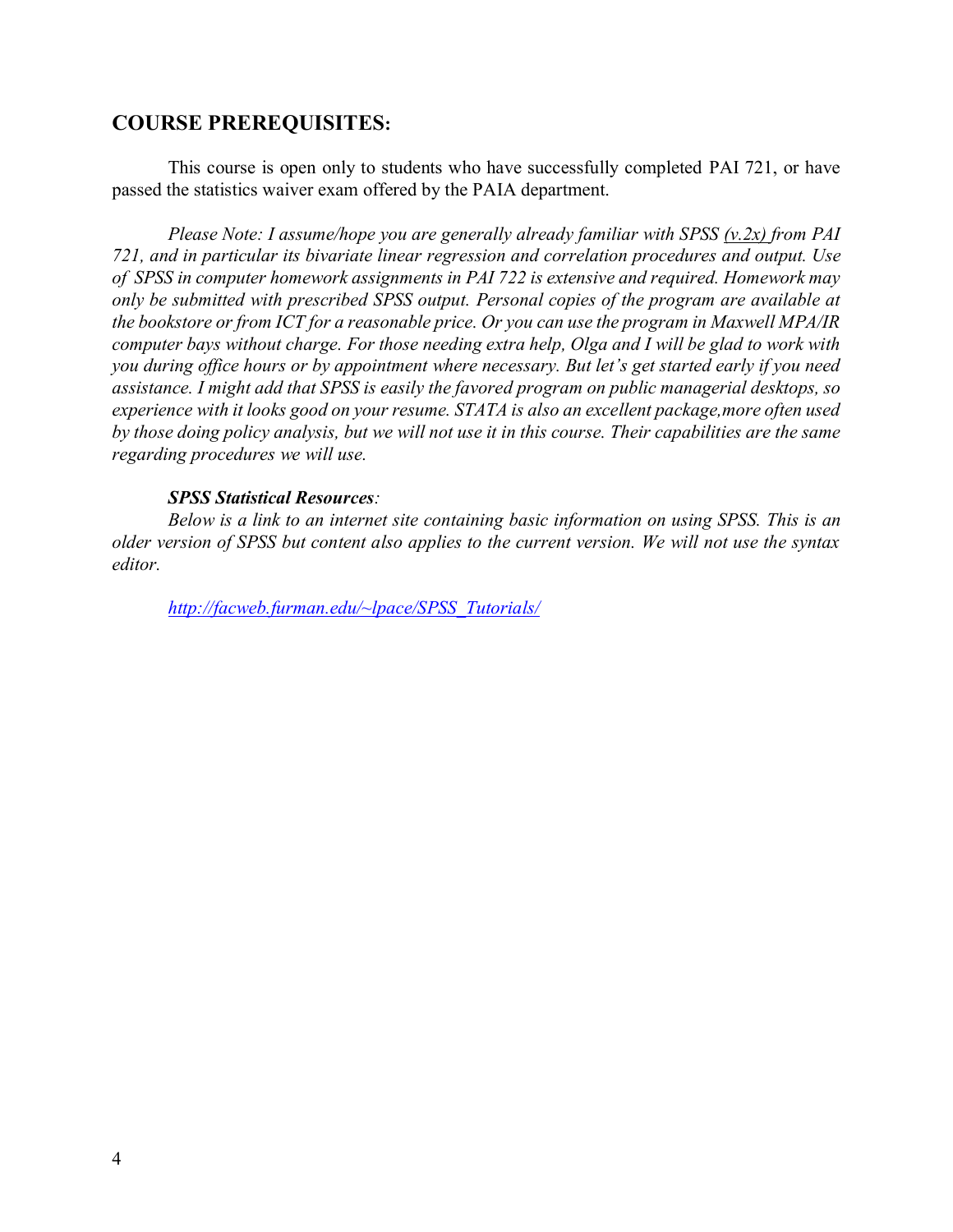## COURSE PREREQUISITES:

This course is open only to students who have successfully completed PAI 721, or have passed the statistics waiver exam offered by the PAIA department.

*Please Note: I assume/hope you are generally already familiar with SPSS (v.2x) from PAI 721, and in particular its bivariate linear regression and correlation procedures and output. Use of SPSS in computer homework assignments in PAI 722 is extensive and required. Homework may only be submitted with prescribed SPSS output. Personal copies of the program are available at the bookstore or from ICT for a reasonable price. Or you can use the program in Maxwell MPA/IR computer bays without charge. For those needing extra help, Olga and I will be glad to work with you during office hours or by appointment where necessary. But let's get started early if you need assistance. I might add that SPSS is easily the favored program on public managerial desktops, so experience with it looks good on your resume. STATA is also an excellent package,more often used by those doing policy analysis, but we will not use it in this course. Their capabilities are the same regarding procedures we will use.*

***SPSS Statistical Resources**:*

*Below is a link to an internet site containing basic information on using SPSS. This is an older version of SPSS but content also applies to the current version. We will not use the syntax editor.*

*http://facweb.furman.edu/~lpace/SPSS_Tutorials/*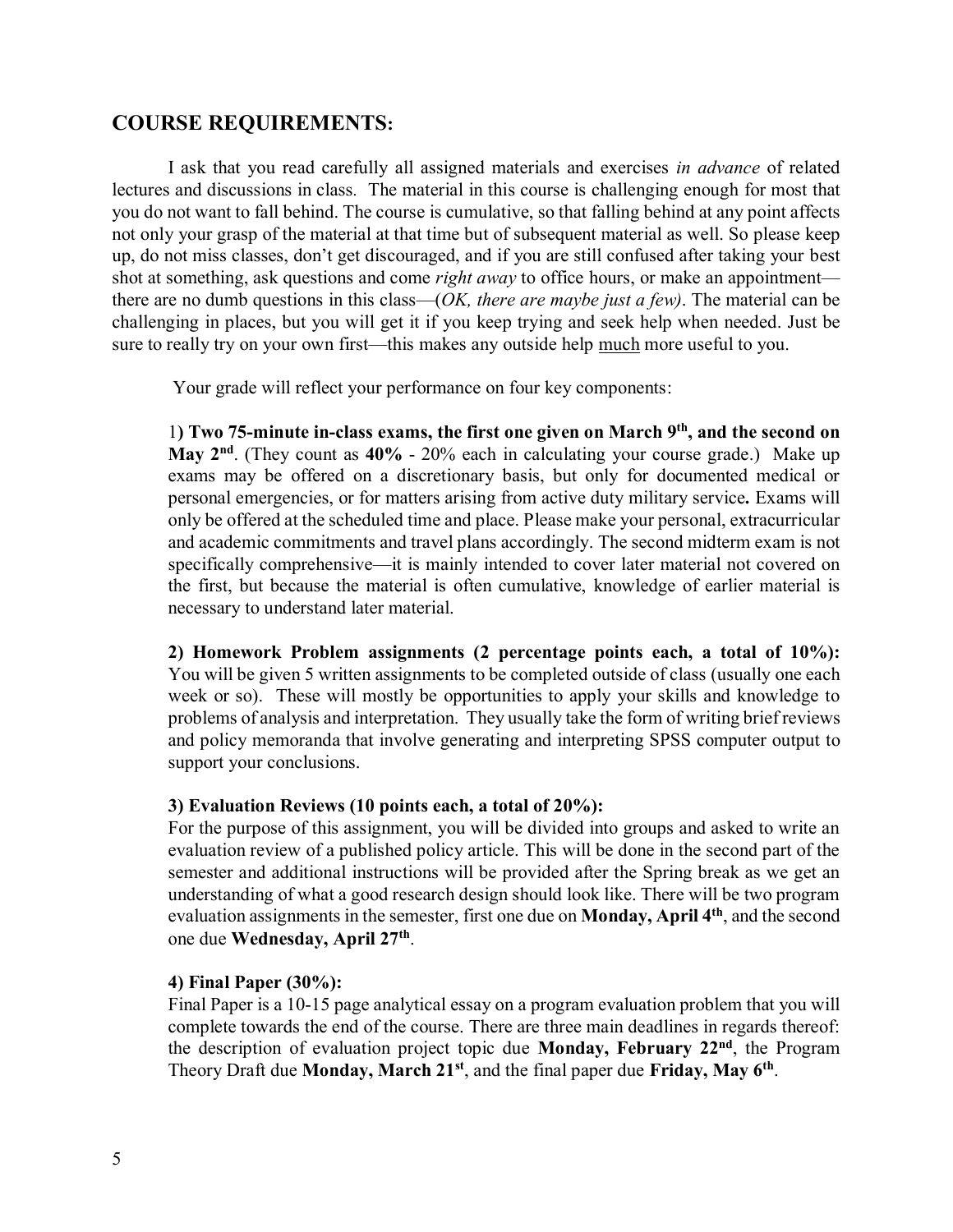## COURSE REQUIREMENTS:

I ask that you read carefully all assigned materials and exercises *in advance* of related lectures and discussions in class. The material in this course is challenging enough for most that you do not want to fall behind. The course is cumulative, so that falling behind at any point affects not only your grasp of the material at that time but of subsequent material as well. So please keep up, do not miss classes, don't get discouraged, and if you are still confused after taking your best shot at something, ask questions and come *right away* to office hours, or make an appointment—there are no dumb questions in this class—(*OK, there are maybe just a few)*. The material can be challenging in places, but you will get it if you keep trying and seek help when needed. Just be sure to really try on your own first—this makes any outside help much more useful to you.

Your grade will reflect your performance on four key components:

1**) Two 75-minute in-class exams, the first one given on March 9th, and the second on May 2nd**. (They count as **40%** - 20% each in calculating your course grade.) Make up exams may be offered on a discretionary basis, but only for documented medical or personal emergencies, or for matters arising from active duty military service**.** Exams will only be offered at the scheduled time and place. Please make your personal, extracurricular and academic commitments and travel plans accordingly. The second midterm exam is not specifically comprehensive—it is mainly intended to cover later material not covered on the first, but because the material is often cumulative, knowledge of earlier material is necessary to understand later material.

**2) Homework Problem assignments (2 percentage points each, a total of 10%):** You will be given 5 written assignments to be completed outside of class (usually one each week or so). These will mostly be opportunities to apply your skills and knowledge to problems of analysis and interpretation. They usually take the form of writing brief reviews and policy memoranda that involve generating and interpreting SPSS computer output to support your conclusions.

**3) Evaluation Reviews (10 points each, a total of 20%):**
For the purpose of this assignment, you will be divided into groups and asked to write an evaluation review of a published policy article. This will be done in the second part of the semester and additional instructions will be provided after the Spring break as we get an understanding of what a good research design should look like. There will be two program evaluation assignments in the semester, first one due on **Monday, April 4th**, and the second one due **Wednesday, April 27th**.

**4) Final Paper (30%):**
Final Paper is a 10-15 page analytical essay on a program evaluation problem that you will complete towards the end of the course. There are three main deadlines in regards thereof: the description of evaluation project topic due **Monday, February 22nd**, the Program Theory Draft due **Monday, March 21st**, and the final paper due **Friday, May 6th**.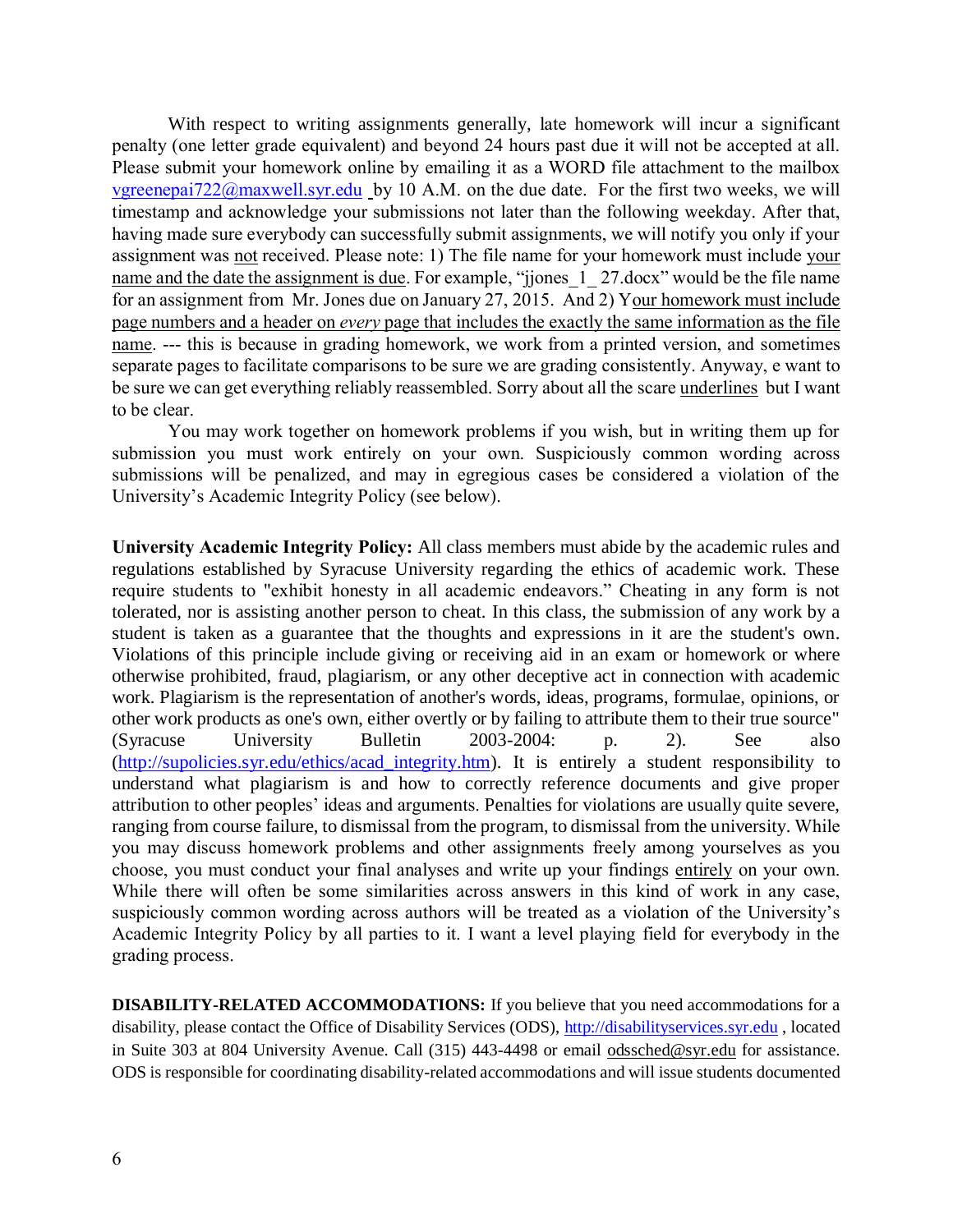With respect to writing assignments generally, late homework will incur a significant penalty (one letter grade equivalent) and beyond 24 hours past due it will not be accepted at all. Please submit your homework online by emailing it as a WORD file attachment to the mailbox vgreenepai722@maxwell.syr.edu by 10 A.M. on the due date. For the first two weeks, we will timestamp and acknowledge your submissions not later than the following weekday. After that, having made sure everybody can successfully submit assignments, we will notify you only if your assignment was not received. Please note: 1) The file name for your homework must include your name and the date the assignment is due. For example, "jjones_1_ 27.docx" would be the file name for an assignment from Mr. Jones due on January 27, 2015. And 2) Your homework must include page numbers and a header on *every* page that includes the exactly the same information as the file name. --- this is because in grading homework, we work from a printed version, and sometimes separate pages to facilitate comparisons to be sure we are grading consistently. Anyway, e want to be sure we can get everything reliably reassembled. Sorry about all the scare underlines but I want to be clear.

You may work together on homework problems if you wish, but in writing them up for submission you must work entirely on your own. Suspiciously common wording across submissions will be penalized, and may in egregious cases be considered a violation of the University's Academic Integrity Policy (see below).

**University Academic Integrity Policy:** All class members must abide by the academic rules and regulations established by Syracuse University regarding the ethics of academic work. These require students to "exhibit honesty in all academic endeavors." Cheating in any form is not tolerated, nor is assisting another person to cheat. In this class, the submission of any work by a student is taken as a guarantee that the thoughts and expressions in it are the student's own. Violations of this principle include giving or receiving aid in an exam or homework or where otherwise prohibited, fraud, plagiarism, or any other deceptive act in connection with academic work. Plagiarism is the representation of another's words, ideas, programs, formulae, opinions, or other work products as one's own, either overtly or by failing to attribute them to their true source" (Syracuse University Bulletin 2003-2004: p. 2). See also (http://supolicies.syr.edu/ethics/acad_integrity.htm). It is entirely a student responsibility to understand what plagiarism is and how to correctly reference documents and give proper attribution to other peoples' ideas and arguments. Penalties for violations are usually quite severe, ranging from course failure, to dismissal from the program, to dismissal from the university. While you may discuss homework problems and other assignments freely among yourselves as you choose, you must conduct your final analyses and write up your findings entirely on your own. While there will often be some similarities across answers in this kind of work in any case, suspiciously common wording across authors will be treated as a violation of the University's Academic Integrity Policy by all parties to it. I want a level playing field for everybody in the grading process.

**DISABILITY-RELATED ACCOMMODATIONS:** If you believe that you need accommodations for a disability, please contact the Office of Disability Services (ODS), http://disabilityservices.syr.edu , located in Suite 303 at 804 University Avenue. Call (315) 443-4498 or email odssched@syr.edu for assistance. ODS is responsible for coordinating disability-related accommodations and will issue students documented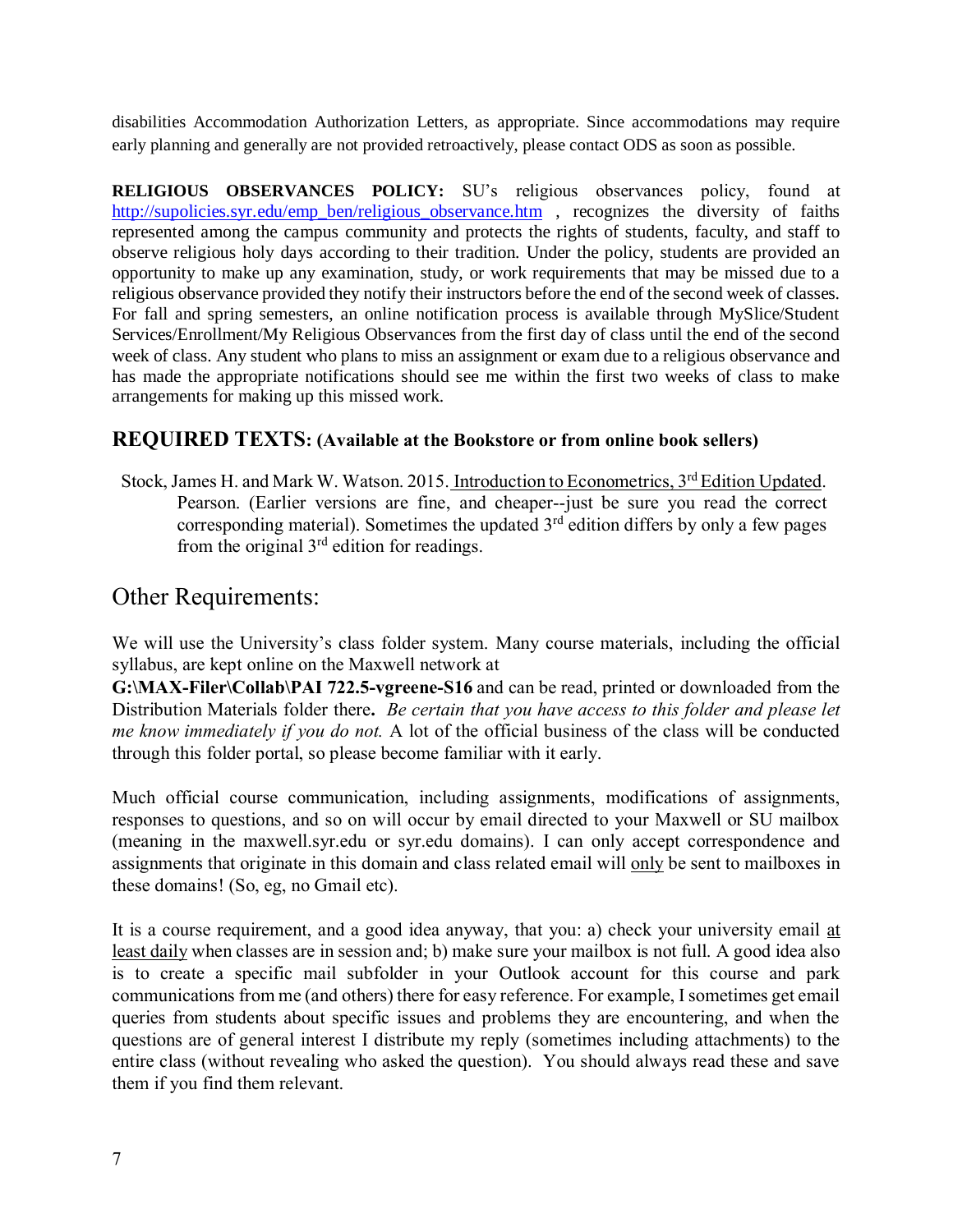disabilities Accommodation Authorization Letters, as appropriate. Since accommodations may require early planning and generally are not provided retroactively, please contact ODS as soon as possible.

**RELIGIOUS OBSERVANCES POLICY:** SU's religious observances policy, found at http://supolicies.syr.edu/emp_ben/religious_observance.htm , recognizes the diversity of faiths represented among the campus community and protects the rights of students, faculty, and staff to observe religious holy days according to their tradition. Under the policy, students are provided an opportunity to make up any examination, study, or work requirements that may be missed due to a religious observance provided they notify their instructors before the end of the second week of classes. For fall and spring semesters, an online notification process is available through MySlice/Student Services/Enrollment/My Religious Observances from the first day of class until the end of the second week of class. Any student who plans to miss an assignment or exam due to a religious observance and has made the appropriate notifications should see me within the first two weeks of class to make arrangements for making up this missed work.

## REQUIRED TEXTS: (Available at the Bookstore or from online book sellers)

Stock, James H. and Mark W. Watson. 2015. Introduction to Econometrics, 3rd Edition Updated. Pearson. (Earlier versions are fine, and cheaper--just be sure you read the correct corresponding material). Sometimes the updated 3rd edition differs by only a few pages from the original 3rd edition for readings.

## Other Requirements:

We will use the University's class folder system. Many course materials, including the official syllabus, are kept online on the Maxwell network at **G:\MAX-Filer\Collab\PAI 722.5-vgreene-S16** and can be read, printed or downloaded from the Distribution Materials folder there**.** *Be certain that you have access to this folder and please let me know immediately if you do not.* A lot of the official business of the class will be conducted through this folder portal, so please become familiar with it early.

Much official course communication, including assignments, modifications of assignments, responses to questions, and so on will occur by email directed to your Maxwell or SU mailbox (meaning in the maxwell.syr.edu or syr.edu domains). I can only accept correspondence and assignments that originate in this domain and class related email will only be sent to mailboxes in these domains! (So, eg, no Gmail etc).

It is a course requirement, and a good idea anyway, that you: a) check your university email at least daily when classes are in session and; b) make sure your mailbox is not full. A good idea also is to create a specific mail subfolder in your Outlook account for this course and park communications from me (and others) there for easy reference. For example, I sometimes get email queries from students about specific issues and problems they are encountering, and when the questions are of general interest I distribute my reply (sometimes including attachments) to the entire class (without revealing who asked the question). You should always read these and save them if you find them relevant.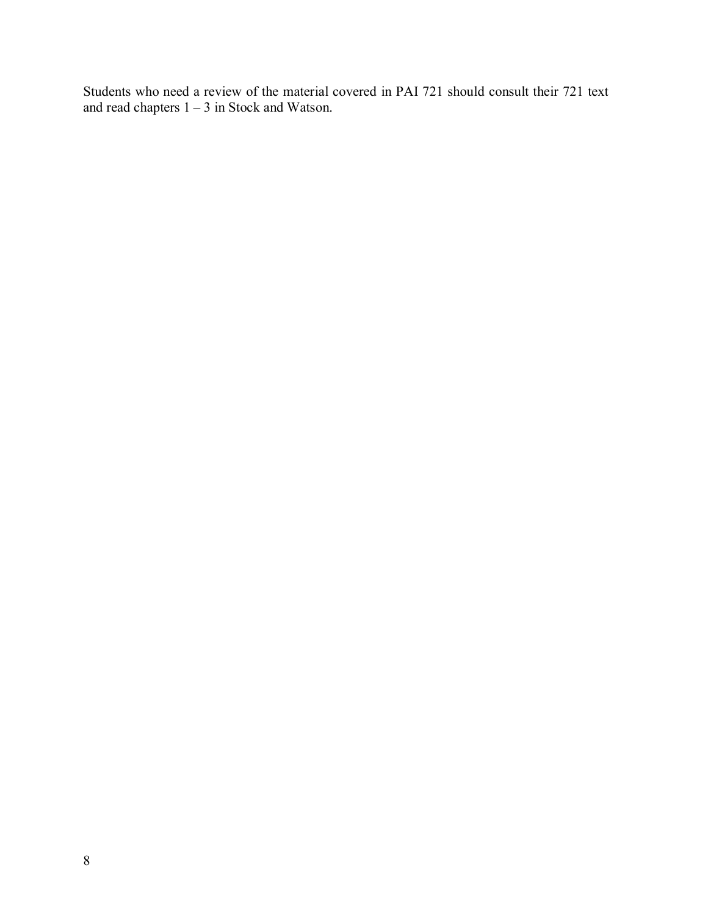Students who need a review of the material covered in PAI 721 should consult their 721 text and read chapters 1 – 3 in Stock and Watson.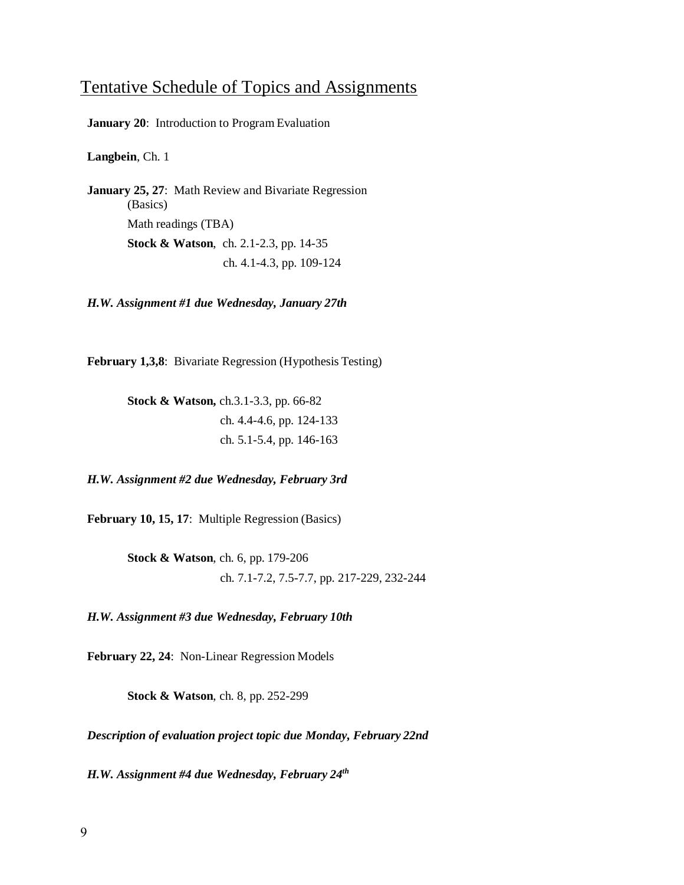## Tentative Schedule of Topics and Assignments

**January 20**: Introduction to Program Evaluation

**Langbein**, Ch. 1

**January 25, 27**: Math Review and Bivariate Regression (Basics)

Math readings (TBA)

**Stock & Watson**, ch. 2.1-2.3, pp. 14-35
ch. 4.1-4.3, pp. 109-124

***H.W. Assignment #1 due Wednesday, January 27th***

**February 1,3,8**: Bivariate Regression (Hypothesis Testing)

**Stock & Watson,** ch.3.1-3.3, pp. 66-82
ch. 4.4-4.6, pp. 124-133
ch. 5.1-5.4, pp. 146-163

***H.W. Assignment #2 due Wednesday, February 3rd***

**February 10, 15, 17**: Multiple Regression (Basics)

**Stock & Watson**, ch. 6, pp. 179-206
ch. 7.1-7.2, 7.5-7.7, pp. 217-229, 232-244

***H.W. Assignment #3 due Wednesday, February 10th***

**February 22, 24**: Non-Linear Regression Models

**Stock & Watson**, ch. 8, pp. 252-299

***Description of evaluation project topic due Monday, February 22nd***

***H.W. Assignment #4 due Wednesday, February 24th***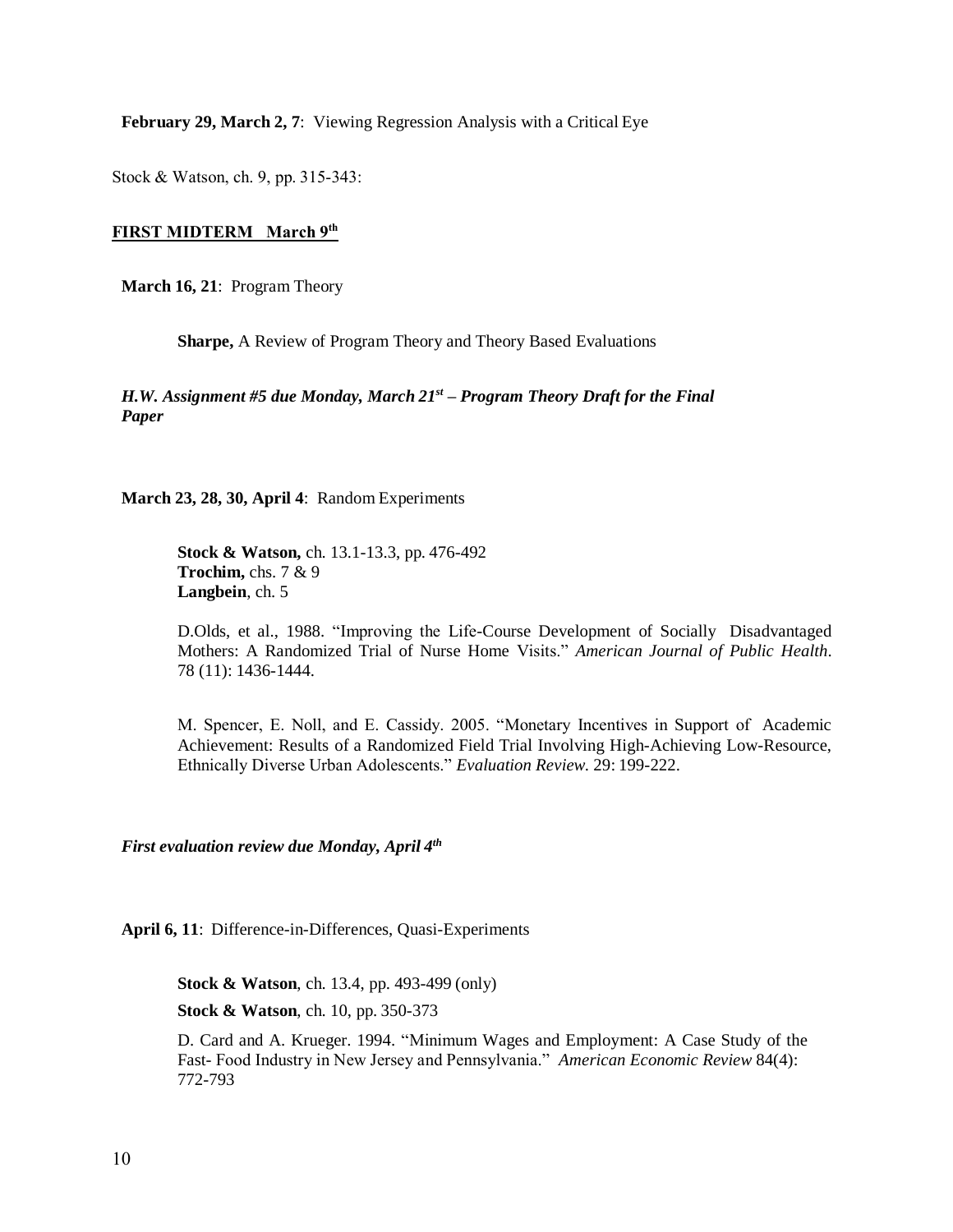**February 29, March 2, 7**: Viewing Regression Analysis with a Critical Eye

Stock & Watson, ch. 9, pp. 315-343:

**FIRST MIDTERM March 9th**

**March 16, 21**: Program Theory

**Sharpe,** A Review of Program Theory and Theory Based Evaluations

***H.W. Assignment #5 due Monday, March 21st – Program Theory Draft for the Final Paper***

**March 23, 28, 30, April 4**: Random Experiments

**Stock & Watson,** ch. 13.1-13.3, pp. 476-492
**Trochim,** chs. 7 & 9
**Langbein**, ch. 5

D.Olds, et al., 1988. "Improving the Life-Course Development of Socially Disadvantaged Mothers: A Randomized Trial of Nurse Home Visits." *American Journal of Public Health*. 78 (11): 1436-1444.

M. Spencer, E. Noll, and E. Cassidy. 2005. "Monetary Incentives in Support of Academic Achievement: Results of a Randomized Field Trial Involving High-Achieving Low-Resource, Ethnically Diverse Urban Adolescents." *Evaluation Review*. 29: 199-222.

***First evaluation review due Monday, April 4th***

**April 6, 11**: Difference-in-Differences, Quasi-Experiments

**Stock & Watson**, ch. 13.4, pp. 493-499 (only)

**Stock & Watson**, ch. 10, pp. 350-373

D. Card and A. Krueger. 1994. "Minimum Wages and Employment: A Case Study of the Fast- Food Industry in New Jersey and Pennsylvania." *American Economic Review* 84(4): 772-793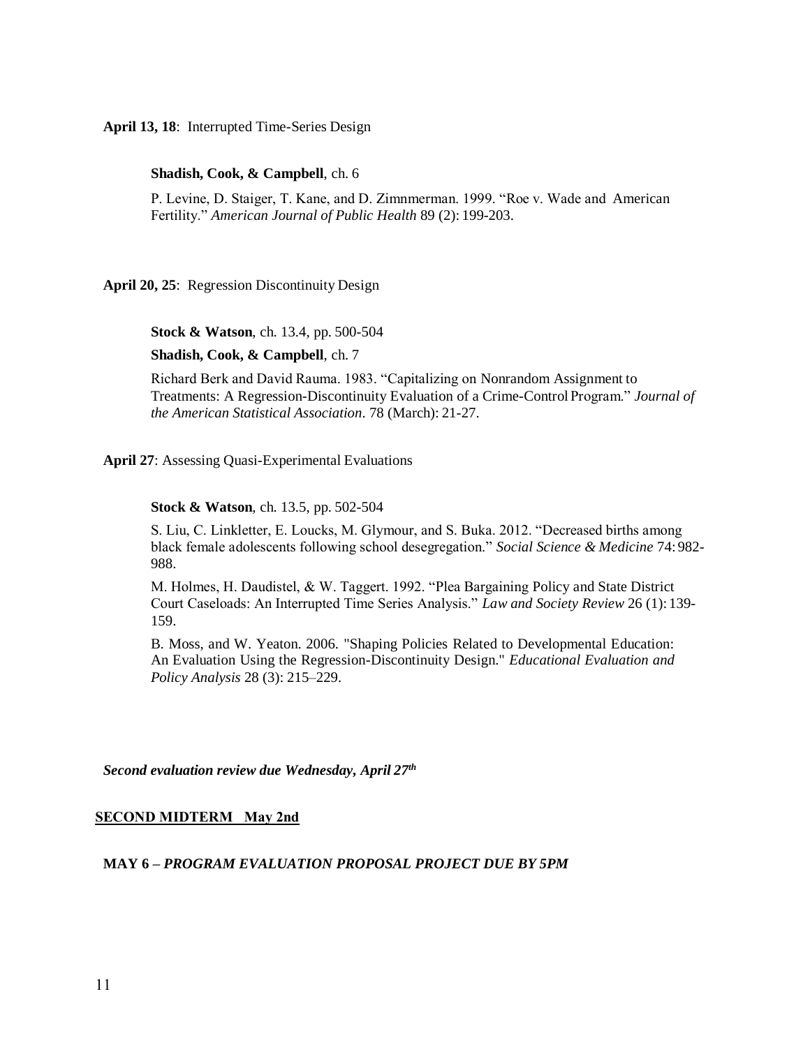**April 13, 18**: Interrupted Time-Series Design

**Shadish, Cook, & Campbell**, ch. 6

P. Levine, D. Staiger, T. Kane, and D. Zimnmerman. 1999. "Roe v. Wade and American Fertility." *American Journal of Public Health* 89 (2): 199-203.

**April 20, 25**: Regression Discontinuity Design

**Stock & Watson**, ch. 13.4, pp. 500-504

**Shadish, Cook, & Campbell**, ch. 7

Richard Berk and David Rauma. 1983. "Capitalizing on Nonrandom Assignment to Treatments: A Regression-Discontinuity Evaluation of a Crime-Control Program." *Journal of the American Statistical Association*. 78 (March): 21-27.

**April 27**: Assessing Quasi-Experimental Evaluations

**Stock & Watson**, ch. 13.5, pp. 502-504

S. Liu, C. Linkletter, E. Loucks, M. Glymour, and S. Buka. 2012. "Decreased births among black female adolescents following school desegregation." *Social Science & Medicine* 74: 982-988.

M. Holmes, H. Daudistel, & W. Taggert. 1992. "Plea Bargaining Policy and State District Court Caseloads: An Interrupted Time Series Analysis." *Law and Society Review* 26 (1): 139-159.

B. Moss, and W. Yeaton. 2006. "Shaping Policies Related to Developmental Education: An Evaluation Using the Regression-Discontinuity Design." *Educational Evaluation and Policy Analysis* 28 (3): 215–229.

***Second evaluation review due Wednesday, April 27th***

**SECOND MIDTERM May 2nd**

**MAY 6 – *PROGRAM EVALUATION PROPOSAL PROJECT DUE BY 5PM***